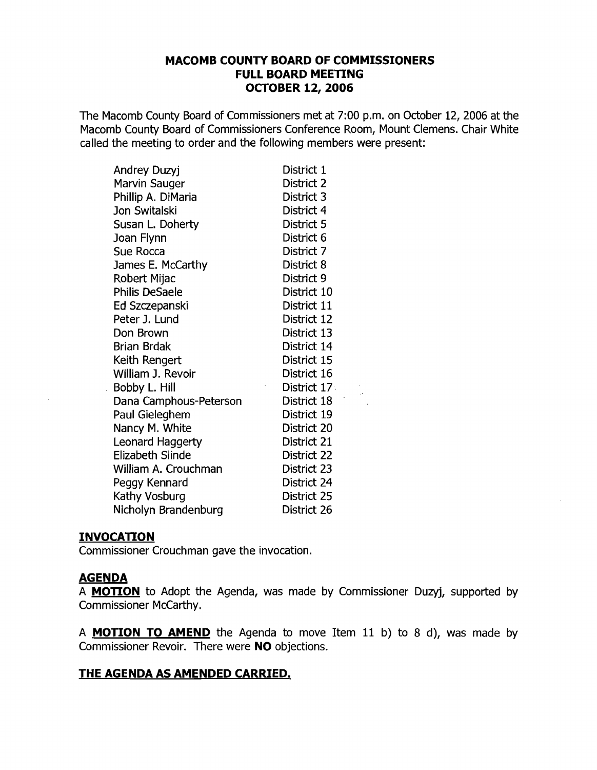# MACOMB COUNTY BOARD OF COMMISSIONERS
## FULL BOARD MEETING
## OCTOBER 12, 2006

The Macomb County Board of Commissioners met at 7:00 p.m. on October 12, 2006 at the Macomb County Board of Commissioners Conference Room, Mount Clemens. Chair White called the meeting to order and the following members were present:

| | |
|---|---|
| Andrey Duzyj | District 1 |
| Marvin Sauger | District 2 |
| Phillip A. DiMaria | District 3 |
| Jon Switalski | District 4 |
| Susan L. Doherty | District 5 |
| Joan Flynn | District 6 |
| Sue Rocca | District 7 |
| James E. McCarthy | District 8 |
| Robert Mijac | District 9 |
| Philis DeSaele | District 10 |
| Ed Szczepanski | District 11 |
| Peter J. Lund | District 12 |
| Don Brown | District 13 |
| Brian Brdak | District 14 |
| Keith Rengert | District 15 |
| William J. Revoir | District 16 |
| Bobby L. Hill | District 17 |
| Dana Camphous-Peterson | District 18 |
| Paul Gieleghem | District 19 |
| Nancy M. White | District 20 |
| Leonard Haggerty | District 21 |
| Elizabeth Slinde | District 22 |
| William A. Crouchman | District 23 |
| Peggy Kennard | District 24 |
| Kathy Vosburg | District 25 |
| Nicholyn Brandenburg | District 26 |

## INVOCATION

Commissioner Crouchman gave the invocation.

## AGENDA

A **MOTION** to Adopt the Agenda, was made by Commissioner Duzyj, supported by Commissioner McCarthy.

A **MOTION TO AMEND** the Agenda to move Item 11 b) to 8 d), was made by Commissioner Revoir. There were **NO** objections.

**THE AGENDA AS AMENDED CARRIED.**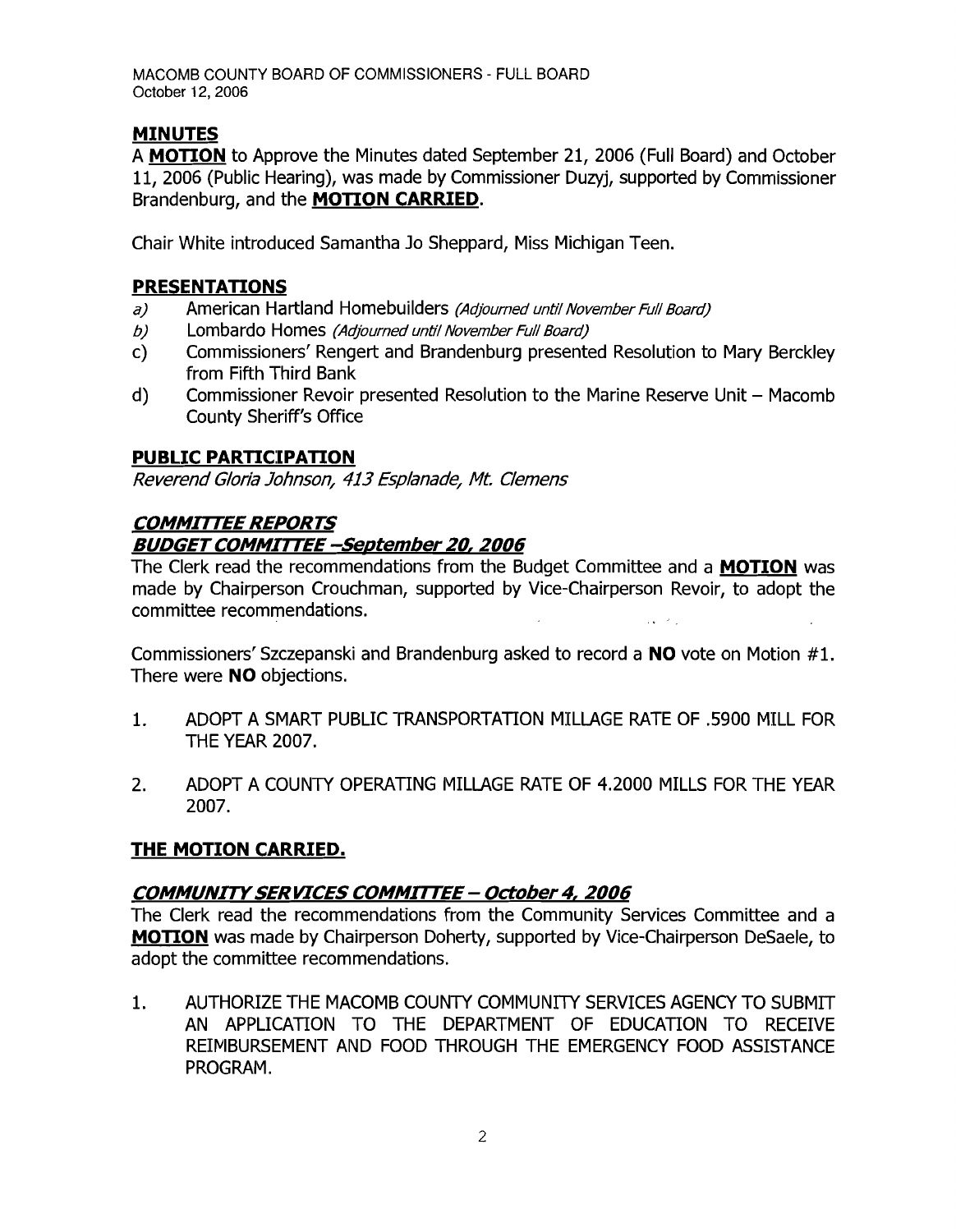MACOMB COUNTY BOARD OF COMMISSIONERS - FULL BOARD
October 12, 2006

## MINUTES

A **MOTION** to Approve the Minutes dated September 21, 2006 (Full Board) and October 11, 2006 (Public Hearing), was made by Commissioner Duzyj, supported by Commissioner Brandenburg, and the **MOTION CARRIED**.

Chair White introduced Samantha Jo Sheppard, Miss Michigan Teen.

## PRESENTATIONS

a) American Hartland Homebuilders *(Adjourned until November Full Board)*
b) Lombardo Homes *(Adjourned until November Full Board)*
c) Commissioners' Rengert and Brandenburg presented Resolution to Mary Berckley from Fifth Third Bank
d) Commissioner Revoir presented Resolution to the Marine Reserve Unit – Macomb County Sheriff's Office

## PUBLIC PARTICIPATION

*Reverend Gloria Johnson, 413 Esplanade, Mt. Clemens*

## *COMMITTEE REPORTS*

### *BUDGET COMMITTEE –September 20, 2006*

The Clerk read the recommendations from the Budget Committee and a **MOTION** was made by Chairperson Crouchman, supported by Vice-Chairperson Revoir, to adopt the committee recommendations.

Commissioners' Szczepanski and Brandenburg asked to record a **NO** vote on Motion #1. There were **NO** objections.

1. ADOPT A SMART PUBLIC TRANSPORTATION MILLAGE RATE OF .5900 MILL FOR THE YEAR 2007.

2. ADOPT A COUNTY OPERATING MILLAGE RATE OF 4.2000 MILLS FOR THE YEAR 2007.

**THE MOTION CARRIED.**

### *COMMUNITY SERVICES COMMITTEE – October 4, 2006*

The Clerk read the recommendations from the Community Services Committee and a **MOTION** was made by Chairperson Doherty, supported by Vice-Chairperson DeSaele, to adopt the committee recommendations.

1. AUTHORIZE THE MACOMB COUNTY COMMUNITY SERVICES AGENCY TO SUBMIT AN APPLICATION TO THE DEPARTMENT OF EDUCATION TO RECEIVE REIMBURSEMENT AND FOOD THROUGH THE EMERGENCY FOOD ASSISTANCE PROGRAM.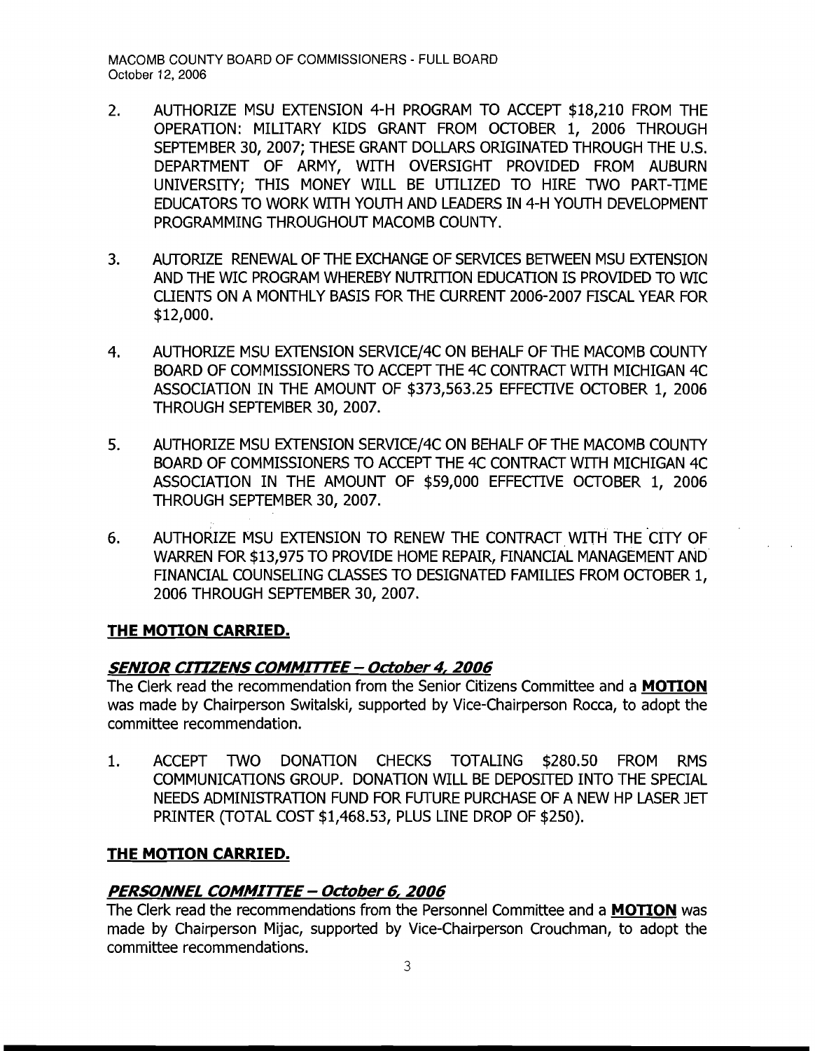2. AUTHORIZE MSU EXTENSION 4-H PROGRAM TO ACCEPT $18,210 FROM THE OPERATION: MILITARY KIDS GRANT FROM OCTOBER 1, 2006 THROUGH SEPTEMBER 30, 2007; THESE GRANT DOLLARS ORIGINATED THROUGH THE U.S. DEPARTMENT OF ARMY, WITH OVERSIGHT PROVIDED FROM AUBURN UNIVERSITY; THIS MONEY WILL BE UTILIZED TO HIRE TWO PART-TIME EDUCATORS TO WORK WITH YOUTH AND LEADERS IN 4-H YOUTH DEVELOPMENT PROGRAMMING THROUGHOUT MACOMB COUNTY.

3. AUTORIZE RENEWAL OF THE EXCHANGE OF SERVICES BETWEEN MSU EXTENSION AND THE WIC PROGRAM WHEREBY NUTRITION EDUCATION IS PROVIDED TO WIC CLIENTS ON A MONTHLY BASIS FOR THE CURRENT 2006-2007 FISCAL YEAR FOR $12,000.

4. AUTHORIZE MSU EXTENSION SERVICE/4C ON BEHALF OF THE MACOMB COUNTY BOARD OF COMMISSIONERS TO ACCEPT THE 4C CONTRACT WITH MICHIGAN 4C ASSOCIATION IN THE AMOUNT OF $373,563.25 EFFECTIVE OCTOBER 1, 2006 THROUGH SEPTEMBER 30, 2007.

5. AUTHORIZE MSU EXTENSION SERVICE/4C ON BEHALF OF THE MACOMB COUNTY BOARD OF COMMISSIONERS TO ACCEPT THE 4C CONTRACT WITH MICHIGAN 4C ASSOCIATION IN THE AMOUNT OF $59,000 EFFECTIVE OCTOBER 1, 2006 THROUGH SEPTEMBER 30, 2007.

6. AUTHORIZE MSU EXTENSION TO RENEW THE CONTRACT WITH THE CITY OF WARREN FOR $13,975 TO PROVIDE HOME REPAIR, FINANCIAL MANAGEMENT AND FINANCIAL COUNSELING CLASSES TO DESIGNATED FAMILIES FROM OCTOBER 1, 2006 THROUGH SEPTEMBER 30, 2007.

**THE MOTION CARRIED.**

***SENIOR CITIZENS COMMITTEE – October 4, 2006***

The Clerk read the recommendation from the Senior Citizens Committee and a **MOTION** was made by Chairperson Switalski, supported by Vice-Chairperson Rocca, to adopt the committee recommendation.

1. ACCEPT TWO DONATION CHECKS TOTALING $280.50 FROM RMS COMMUNICATIONS GROUP. DONATION WILL BE DEPOSITED INTO THE SPECIAL NEEDS ADMINISTRATION FUND FOR FUTURE PURCHASE OF A NEW HP LASER JET PRINTER (TOTAL COST $1,468.53, PLUS LINE DROP OF $250).

**THE MOTION CARRIED.**

***PERSONNEL COMMITTEE – October 6, 2006***

The Clerk read the recommendations from the Personnel Committee and a **MOTION** was made by Chairperson Mijac, supported by Vice-Chairperson Crouchman, to adopt the committee recommendations.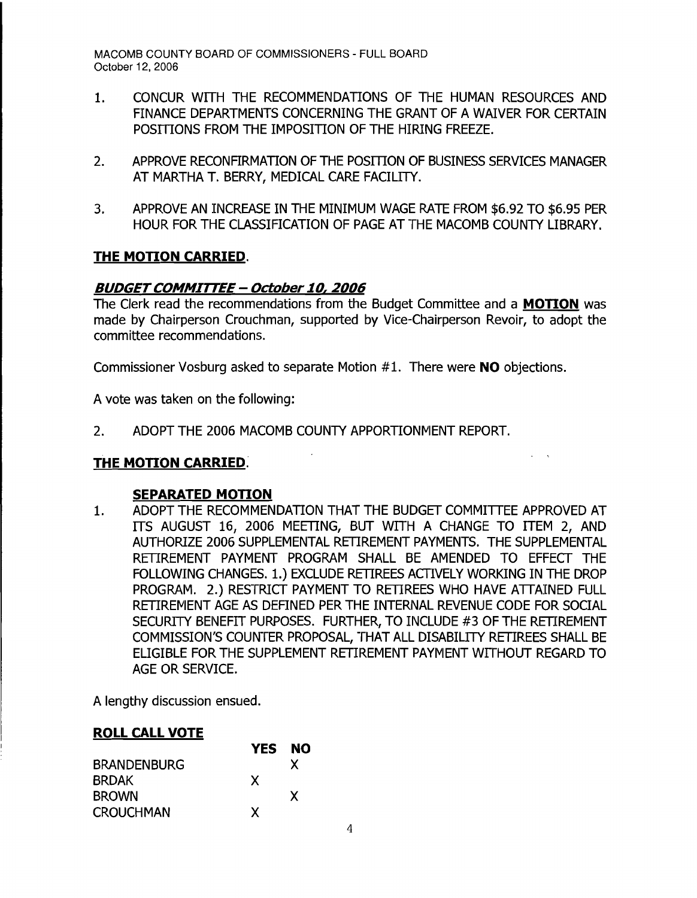1. CONCUR WITH THE RECOMMENDATIONS OF THE HUMAN RESOURCES AND FINANCE DEPARTMENTS CONCERNING THE GRANT OF A WAIVER FOR CERTAIN POSITIONS FROM THE IMPOSITION OF THE HIRING FREEZE.

2. APPROVE RECONFIRMATION OF THE POSITION OF BUSINESS SERVICES MANAGER AT MARTHA T. BERRY, MEDICAL CARE FACILITY.

3. APPROVE AN INCREASE IN THE MINIMUM WAGE RATE FROM $6.92 TO $6.95 PER HOUR FOR THE CLASSIFICATION OF PAGE AT THE MACOMB COUNTY LIBRARY.

**THE MOTION CARRIED.**

***BUDGET COMMITTEE – October 10, 2006***

The Clerk read the recommendations from the Budget Committee and a **MOTION** was made by Chairperson Crouchman, supported by Vice-Chairperson Revoir, to adopt the committee recommendations.

Commissioner Vosburg asked to separate Motion #1. There were **NO** objections.

A vote was taken on the following:

2. ADOPT THE 2006 MACOMB COUNTY APPORTIONMENT REPORT.

**THE MOTION CARRIED.**

**SEPARATED MOTION**

1. ADOPT THE RECOMMENDATION THAT THE BUDGET COMMITTEE APPROVED AT ITS AUGUST 16, 2006 MEETING, BUT WITH A CHANGE TO ITEM 2, AND AUTHORIZE 2006 SUPPLEMENTAL RETIREMENT PAYMENTS. THE SUPPLEMENTAL RETIREMENT PAYMENT PROGRAM SHALL BE AMENDED TO EFFECT THE FOLLOWING CHANGES. 1.) EXCLUDE RETIREES ACTIVELY WORKING IN THE DROP PROGRAM. 2.) RESTRICT PAYMENT TO RETIREES WHO HAVE ATTAINED FULL RETIREMENT AGE AS DEFINED PER THE INTERNAL REVENUE CODE FOR SOCIAL SECURITY BENEFIT PURPOSES. FURTHER, TO INCLUDE #3 OF THE RETIREMENT COMMISSION'S COUNTER PROPOSAL, THAT ALL DISABILITY RETIREES SHALL BE ELIGIBLE FOR THE SUPPLEMENT RETIREMENT PAYMENT WITHOUT REGARD TO AGE OR SERVICE.

A lengthy discussion ensued.

**ROLL CALL VOTE**

| | YES | NO |
|---|---|---|
| BRANDENBURG | | X |
| BRDAK | X | |
| BROWN | | X |
| CROUCHMAN | X | |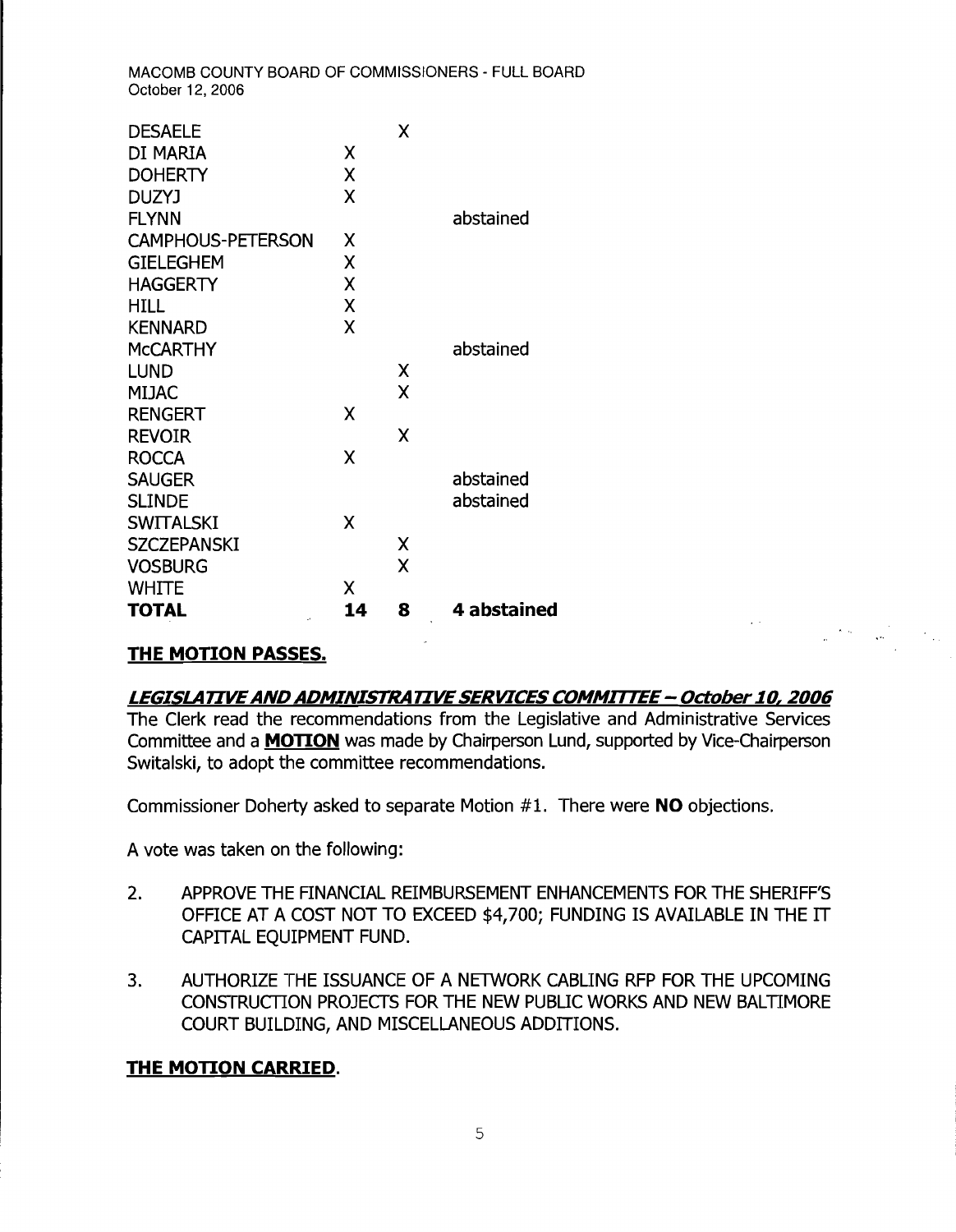| | | | |
|---|---|---|---|
| DESAELE | | X | |
| DI MARIA | X | | |
| DOHERTY | X | | |
| DUZYJ | X | | |
| FLYNN | | | abstained |
| CAMPHOUS-PETERSON | X | | |
| GIELEGHEM | X | | |
| HAGGERTY | X | | |
| HILL | X | | |
| KENNARD | X | | |
| McCARTHY | | | abstained |
| LUND | | X | |
| MIJAC | | X | |
| RENGERT | X | | |
| REVOIR | | X | |
| ROCCA | X | | |
| SAUGER | | | abstained |
| SLINDE | | | abstained |
| SWITALSKI | X | | |
| SZCZEPANSKI | | X | |
| VOSBURG | | X | |
| WHITE | X | | |
| **TOTAL** | **14** | **8** | **4 abstained** |

**THE MOTION PASSES.**

***LEGISLATIVE AND ADMINISTRATIVE SERVICES COMMITTEE – October 10, 2006***

The Clerk read the recommendations from the Legislative and Administrative Services Committee and a **MOTION** was made by Chairperson Lund, supported by Vice-Chairperson Switalski, to adopt the committee recommendations.

Commissioner Doherty asked to separate Motion #1. There were **NO** objections.

A vote was taken on the following:

2. APPROVE THE FINANCIAL REIMBURSEMENT ENHANCEMENTS FOR THE SHERIFF'S OFFICE AT A COST NOT TO EXCEED $4,700; FUNDING IS AVAILABLE IN THE IT CAPITAL EQUIPMENT FUND.

3. AUTHORIZE THE ISSUANCE OF A NETWORK CABLING RFP FOR THE UPCOMING CONSTRUCTION PROJECTS FOR THE NEW PUBLIC WORKS AND NEW BALTIMORE COURT BUILDING, AND MISCELLANEOUS ADDITIONS.

**THE MOTION CARRIED.**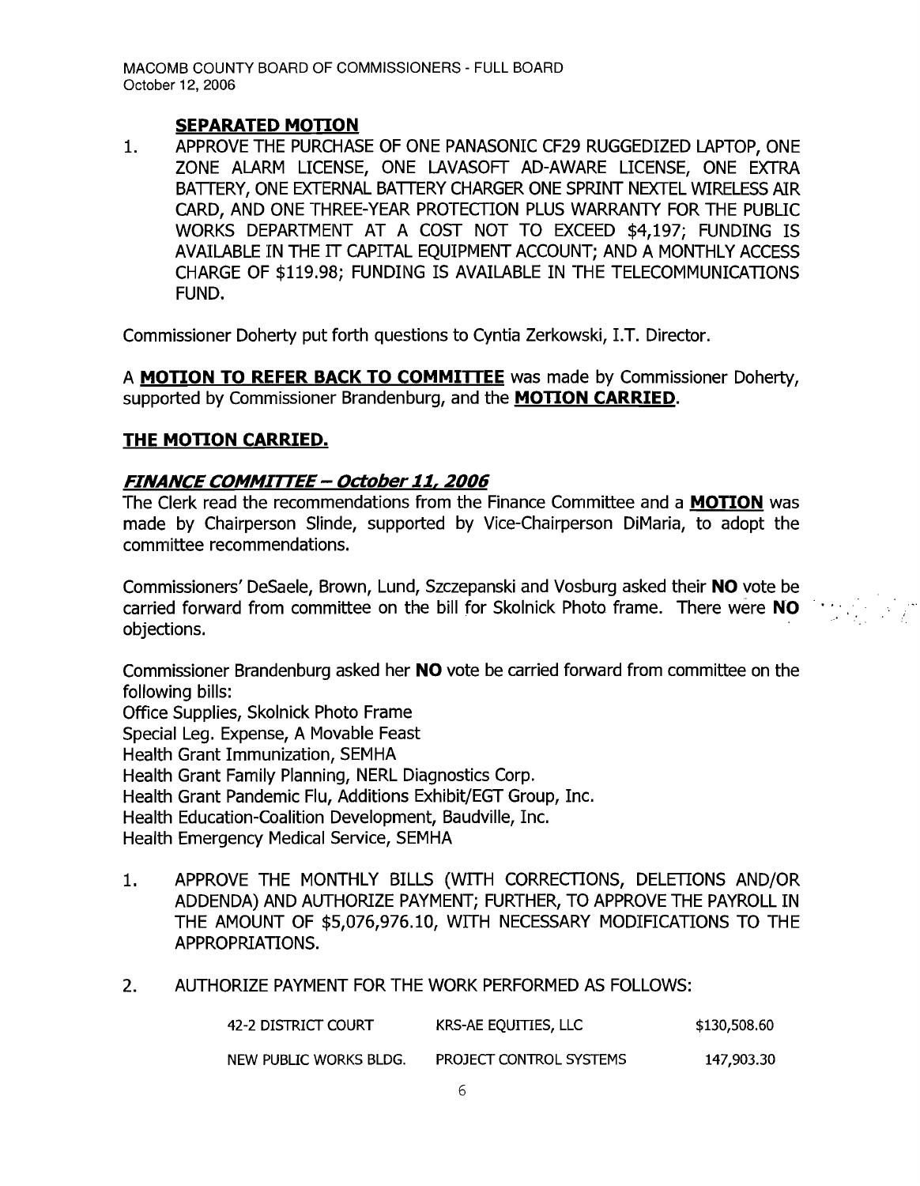**SEPARATED MOTION**

1. APPROVE THE PURCHASE OF ONE PANASONIC CF29 RUGGEDIZED LAPTOP, ONE ZONE ALARM LICENSE, ONE LAVASOFT AD-AWARE LICENSE, ONE EXTRA BATTERY, ONE EXTERNAL BATTERY CHARGER ONE SPRINT NEXTEL WIRELESS AIR CARD, AND ONE THREE-YEAR PROTECTION PLUS WARRANTY FOR THE PUBLIC WORKS DEPARTMENT AT A COST NOT TO EXCEED $4,197; FUNDING IS AVAILABLE IN THE IT CAPITAL EQUIPMENT ACCOUNT; AND A MONTHLY ACCESS CHARGE OF $119.98; FUNDING IS AVAILABLE IN THE TELECOMMUNICATIONS FUND.

Commissioner Doherty put forth questions to Cyntia Zerkowski, I.T. Director.

A **MOTION TO REFER BACK TO COMMITTEE** was made by Commissioner Doherty, supported by Commissioner Brandenburg, and the **MOTION CARRIED**.

**THE MOTION CARRIED.**

***FINANCE COMMITTEE – October 11, 2006***

The Clerk read the recommendations from the Finance Committee and a **MOTION** was made by Chairperson Slinde, supported by Vice-Chairperson DiMaria, to adopt the committee recommendations.

Commissioners' DeSaele, Brown, Lund, Szczepanski and Vosburg asked their **NO** vote be carried forward from committee on the bill for Skolnick Photo frame. There were **NO** objections.

Commissioner Brandenburg asked her **NO** vote be carried forward from committee on the following bills:

Office Supplies, Skolnick Photo Frame
Special Leg. Expense, A Movable Feast
Health Grant Immunization, SEMHA
Health Grant Family Planning, NERL Diagnostics Corp.
Health Grant Pandemic Flu, Additions Exhibit/EGT Group, Inc.
Health Education-Coalition Development, Baudville, Inc.
Health Emergency Medical Service, SEMHA

1. APPROVE THE MONTHLY BILLS (WITH CORRECTIONS, DELETIONS AND/OR ADDENDA) AND AUTHORIZE PAYMENT; FURTHER, TO APPROVE THE PAYROLL IN THE AMOUNT OF $5,076,976.10, WITH NECESSARY MODIFICATIONS TO THE APPROPRIATIONS.

2. AUTHORIZE PAYMENT FOR THE WORK PERFORMED AS FOLLOWS:

| | | |
|---|---|---|
| 42-2 DISTRICT COURT | KRS-AE EQUITIES, LLC | $130,508.60 |
| NEW PUBLIC WORKS BLDG. | PROJECT CONTROL SYSTEMS | 147,903.30 |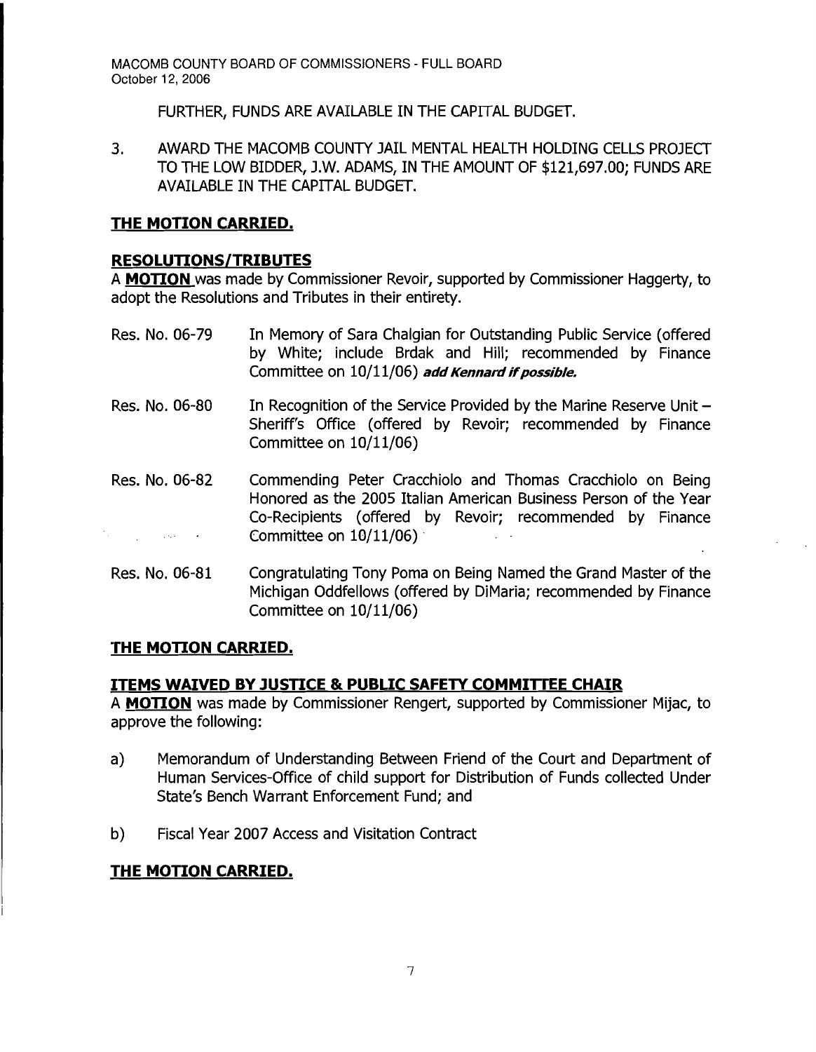FURTHER, FUNDS ARE AVAILABLE IN THE CAPITAL BUDGET.

3. AWARD THE MACOMB COUNTY JAIL MENTAL HEALTH HOLDING CELLS PROJECT TO THE LOW BIDDER, J.W. ADAMS, IN THE AMOUNT OF $121,697.00; FUNDS ARE AVAILABLE IN THE CAPITAL BUDGET.

**THE MOTION CARRIED.**

**RESOLUTIONS/TRIBUTES**

A **MOTION** was made by Commissioner Revoir, supported by Commissioner Haggerty, to adopt the Resolutions and Tributes in their entirety.

Res. No. 06-79 In Memory of Sara Chalgian for Outstanding Public Service (offered by White; include Brdak and Hill; recommended by Finance Committee on 10/11/06) ***add Kennard if possible.***

Res. No. 06-80 In Recognition of the Service Provided by the Marine Reserve Unit – Sheriff's Office (offered by Revoir; recommended by Finance Committee on 10/11/06)

Res. No. 06-82 Commending Peter Cracchiolo and Thomas Cracchiolo on Being Honored as the 2005 Italian American Business Person of the Year Co-Recipients (offered by Revoir; recommended by Finance Committee on 10/11/06)

Res. No. 06-81 Congratulating Tony Poma on Being Named the Grand Master of the Michigan Oddfellows (offered by DiMaria; recommended by Finance Committee on 10/11/06)

**THE MOTION CARRIED.**

**ITEMS WAIVED BY JUSTICE & PUBLIC SAFETY COMMITTEE CHAIR**

A **MOTION** was made by Commissioner Rengert, supported by Commissioner Mijac, to approve the following:

a) Memorandum of Understanding Between Friend of the Court and Department of Human Services-Office of child support for Distribution of Funds collected Under State's Bench Warrant Enforcement Fund; and

b) Fiscal Year 2007 Access and Visitation Contract

**THE MOTION CARRIED.**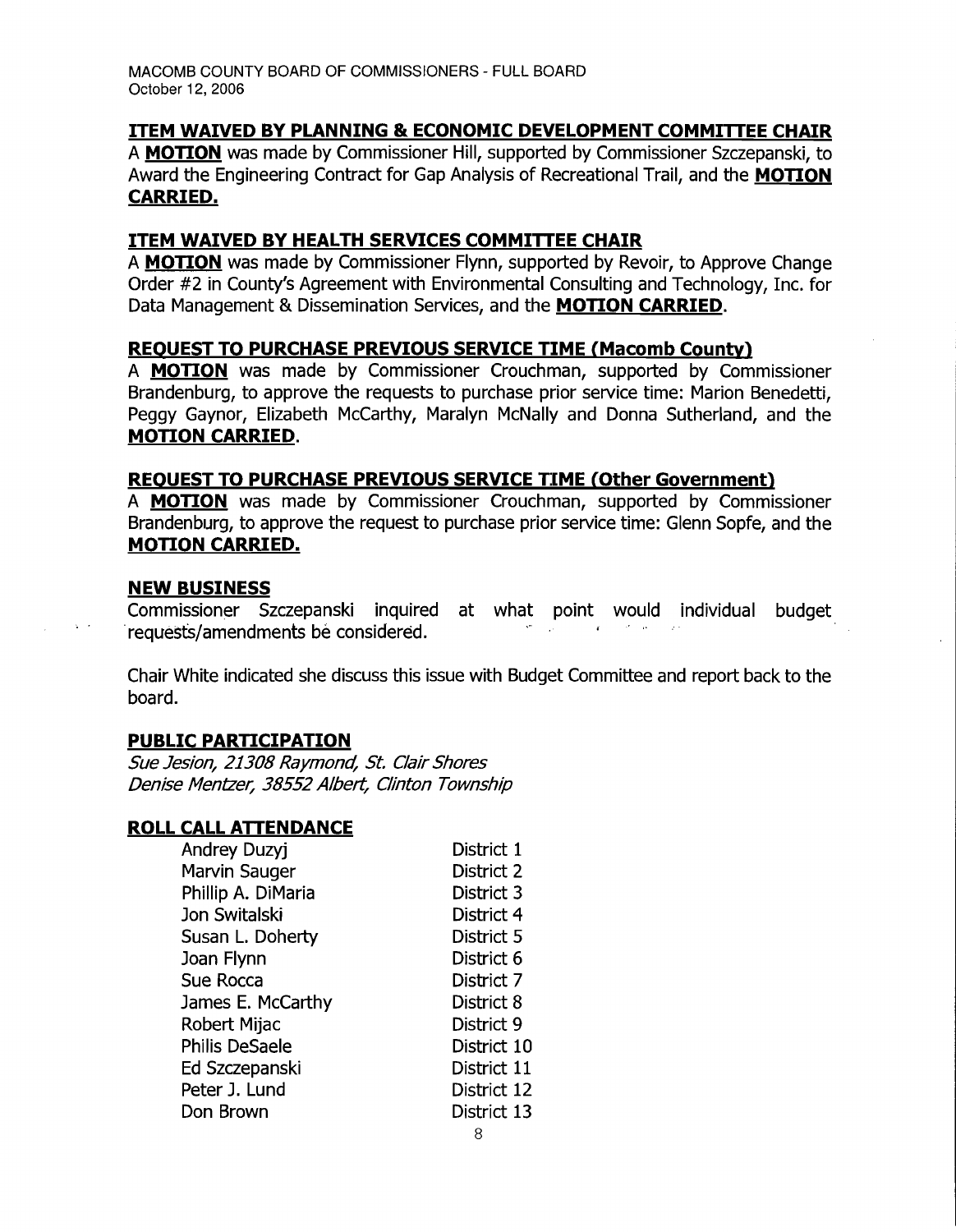## ITEM WAIVED BY PLANNING & ECONOMIC DEVELOPMENT COMMITTEE CHAIR

A **MOTION** was made by Commissioner Hill, supported by Commissioner Szczepanski, to Award the Engineering Contract for Gap Analysis of Recreational Trail, and the **MOTION CARRIED.**

## ITEM WAIVED BY HEALTH SERVICES COMMITTEE CHAIR

A **MOTION** was made by Commissioner Flynn, supported by Revoir, to Approve Change Order #2 in County's Agreement with Environmental Consulting and Technology, Inc. for Data Management & Dissemination Services, and the **MOTION CARRIED**.

## REQUEST TO PURCHASE PREVIOUS SERVICE TIME (Macomb County)

A **MOTION** was made by Commissioner Crouchman, supported by Commissioner Brandenburg, to approve the requests to purchase prior service time: Marion Benedetti, Peggy Gaynor, Elizabeth McCarthy, Maralyn McNally and Donna Sutherland, and the **MOTION CARRIED**.

## REQUEST TO PURCHASE PREVIOUS SERVICE TIME (Other Government)

A **MOTION** was made by Commissioner Crouchman, supported by Commissioner Brandenburg, to approve the request to purchase prior service time: Glenn Sopfe, and the **MOTION CARRIED.**

## NEW BUSINESS

Commissioner Szczepanski inquired at what point would individual budget requests/amendments be considered.

Chair White indicated she discuss this issue with Budget Committee and report back to the board.

## PUBLIC PARTICIPATION

*Sue Jesion, 21308 Raymond, St. Clair Shores*
*Denise Mentzer, 38552 Albert, Clinton Township*

## ROLL CALL ATTENDANCE

| | |
|---|---|
| Andrey Duzyj | District 1 |
| Marvin Sauger | District 2 |
| Phillip A. DiMaria | District 3 |
| Jon Switalski | District 4 |
| Susan L. Doherty | District 5 |
| Joan Flynn | District 6 |
| Sue Rocca | District 7 |
| James E. McCarthy | District 8 |
| Robert Mijac | District 9 |
| Philis DeSaele | District 10 |
| Ed Szczepanski | District 11 |
| Peter J. Lund | District 12 |
| Don Brown | District 13 |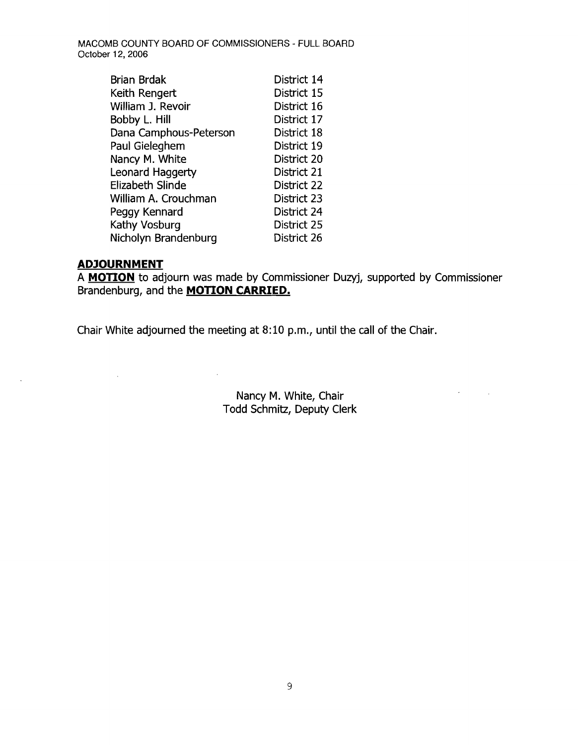| | |
|---|---|
| Brian Brdak | District 14 |
| Keith Rengert | District 15 |
| William J. Revoir | District 16 |
| Bobby L. Hill | District 17 |
| Dana Camphous-Peterson | District 18 |
| Paul Gieleghem | District 19 |
| Nancy M. White | District 20 |
| Leonard Haggerty | District 21 |
| Elizabeth Slinde | District 22 |
| William A. Crouchman | District 23 |
| Peggy Kennard | District 24 |
| Kathy Vosburg | District 25 |
| Nicholyn Brandenburg | District 26 |

## ADJOURNMENT

A **MOTION** to adjourn was made by Commissioner Duzyj, supported by Commissioner Brandenburg, and the **MOTION CARRIED.**

Chair White adjourned the meeting at 8:10 p.m., until the call of the Chair.

Nancy M. White, Chair
Todd Schmitz, Deputy Clerk